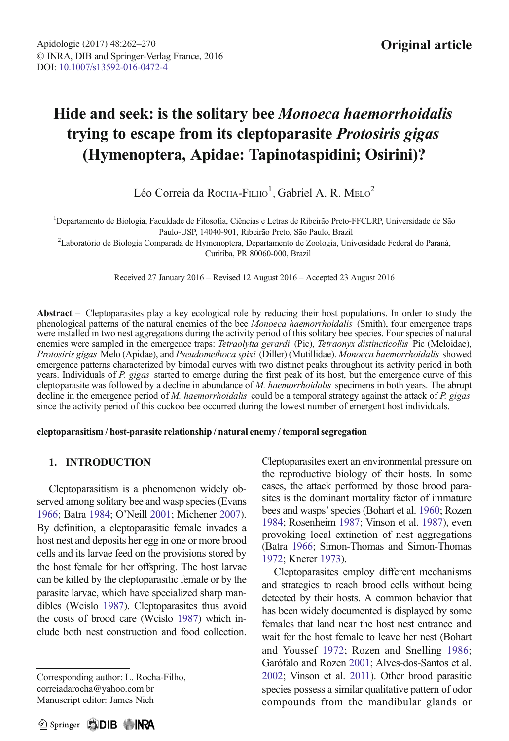# Hide and seek: is the solitary bee *Monoeca haemorrhoidalis* trying to escape from its cleptoparasite *Protosiris gigas* (Hymenoptera, Apidae: Tapinotaspidini; Osirini)?

Léo Correia da Rocha-Filho[1], Gabriel A. R. Melo[2]

[1]Departamento de Biologia, Faculdade de Filosofia, Ciências e Letras de Ribeirão Preto-FFCLRP, Universidade de São Paulo-USP, 14040-901, Ribeirão Preto, São Paulo, Brazil

[2]Laboratório de Biologia Comparada de Hymenoptera, Departamento de Zoologia, Universidade Federal do Paraná, Curitiba, PR 80060-000, Brazil

Received 27 January 2016 – Revised 12 August 2016 – Accepted 23 August 2016

**Abstract** – Cleptoparasites play a key ecological role by reducing their host populations. In order to study the phenological patterns of the natural enemies of the bee *Monoeca haemorrhoidalis* (Smith), four emergence traps were installed in two nest aggregations during the activity period of this solitary bee species. Four species of natural enemies were sampled in the emergence traps: *Tetraolytta gerardi* (Pic), *Tetraonyx distincticollis* Pic (Meloidae), *Protosiris gigas* Melo (Apidae), and *Pseudomethoca spixi* (Diller) (Mutillidae). *Monoeca haemorrhoidalis* showed emergence patterns characterized by bimodal curves with two distinct peaks throughout its activity period in both years. Individuals of *P. gigas* started to emerge during the first peak of its host, but the emergence curve of this cleptoparasite was followed by a decline in abundance of *M. haemorrhoidalis* specimens in both years. The abrupt decline in the emergence period of *M. haemorrhoidalis* could be a temporal strategy against the attack of *P. gigas* since the activity period of this cuckoo bee occurred during the lowest number of emergent host individuals.

**cleptoparasitism / host-parasite relationship / natural enemy / temporal segregation**

## 1. INTRODUCTION

Cleptoparasitism is a phenomenon widely observed among solitary bee and wasp species (Evans 1966; Batra 1984; O'Neill 2001; Michener 2007). By definition, a cleptoparasitic female invades a host nest and deposits her egg in one or more brood cells and its larvae feed on the provisions stored by the host female for her offspring. The host larvae can be killed by the cleptoparasitic female or by the parasite larvae, which have specialized sharp mandibles (Wcislo 1987). Cleptoparasites thus avoid the costs of brood care (Wcislo 1987) which include both nest construction and food collection. Cleptoparasites exert an environmental pressure on the reproductive biology of their hosts. In some cases, the attack performed by those brood parasites is the dominant mortality factor of immature bees and wasps' species (Bohart et al. 1960; Rozen 1984; Rosenheim 1987; Vinson et al. 1987), even provoking local extinction of nest aggregations (Batra 1966; Simon-Thomas and Simon-Thomas 1972; Knerer 1973).

Cleptoparasites employ different mechanisms and strategies to reach brood cells without being detected by their hosts. A common behavior that has been widely documented is displayed by some females that land near the host nest entrance and wait for the host female to leave her nest (Bohart and Youssef 1972; Rozen and Snelling 1986; Garófalo and Rozen 2001; Alves-dos-Santos et al. 2002; Vinson et al. 2011). Other brood parasitic species possess a similar qualitative pattern of odor compounds from the mandibular glands or

Corresponding author: L. Rocha-Filho, correiadarocha@yahoo.com.br
Manuscript editor: James Nieh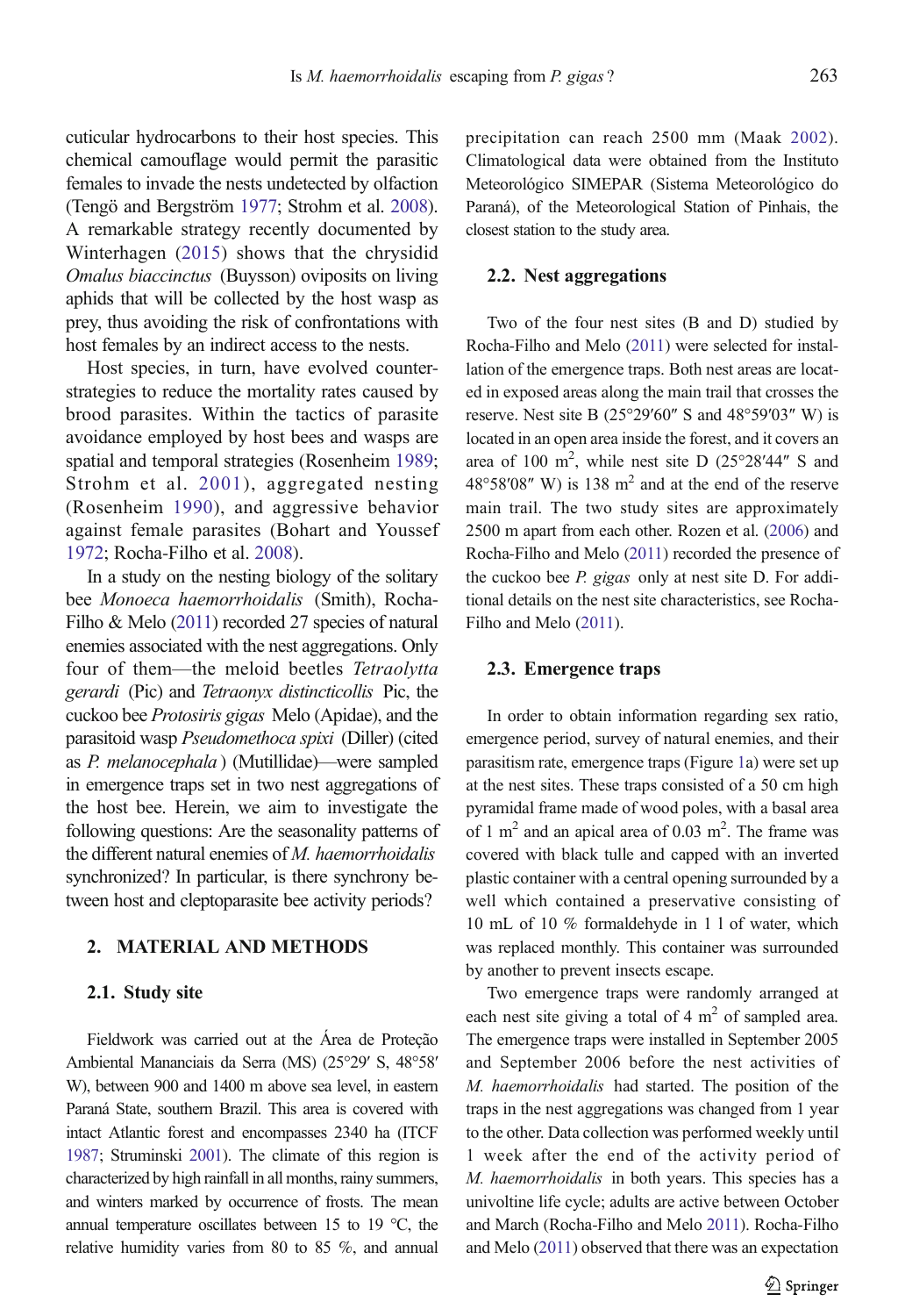cuticular hydrocarbons to their host species. This chemical camouflage would permit the parasitic females to invade the nests undetected by olfaction (Tengö and Bergström 1977; Strohm et al. 2008). A remarkable strategy recently documented by Winterhagen (2015) shows that the chrysidid *Omalus biaccinctus* (Buysson) oviposits on living aphids that will be collected by the host wasp as prey, thus avoiding the risk of confrontations with host females by an indirect access to the nests.

Host species, in turn, have evolved counter-strategies to reduce the mortality rates caused by brood parasites. Within the tactics of parasite avoidance employed by host bees and wasps are spatial and temporal strategies (Rosenheim 1989; Strohm et al. 2001), aggregated nesting (Rosenheim 1990), and aggressive behavior against female parasites (Bohart and Youssef 1972; Rocha-Filho et al. 2008).

In a study on the nesting biology of the solitary bee *Monoeca haemorrhoidalis* (Smith), Rocha-Filho & Melo (2011) recorded 27 species of natural enemies associated with the nest aggregations. Only four of them—the meloid beetles *Tetraolytta gerardi* (Pic) and *Tetraonyx distincticollis* Pic, the cuckoo bee *Protosiris gigas* Melo (Apidae), and the parasitoid wasp *Pseudomethoca spixi* (Diller) (cited as *P. melanocephala* ) (Mutillidae)—were sampled in emergence traps set in two nest aggregations of the host bee. Herein, we aim to investigate the following questions: Are the seasonality patterns of the different natural enemies of *M. haemorrhoidalis* synchronized? In particular, is there synchrony between host and cleptoparasite bee activity periods?

## 2. MATERIAL AND METHODS

### 2.1. Study site

Fieldwork was carried out at the Área de Proteção Ambiental Mananciais da Serra (MS) (25°29′ S, 48°58′ W), between 900 and 1400 m above sea level, in eastern Paraná State, southern Brazil. This area is covered with intact Atlantic forest and encompasses 2340 ha (ITCF 1987; Struminski 2001). The climate of this region is characterized by high rainfall in all months, rainy summers, and winters marked by occurrence of frosts. The mean annual temperature oscillates between 15 to 19 °C, the relative humidity varies from 80 to 85 %, and annual precipitation can reach 2500 mm (Maak 2002). Climatological data were obtained from the Instituto Meteorológico SIMEPAR (Sistema Meteorológico do Paraná), of the Meteorological Station of Pinhais, the closest station to the study area.

### 2.2. Nest aggregations

Two of the four nest sites (B and D) studied by Rocha-Filho and Melo (2011) were selected for installation of the emergence traps. Both nest areas are located in exposed areas along the main trail that crosses the reserve. Nest site B (25°29′60″ S and 48°59′03″ W) is located in an open area inside the forest, and it covers an area of 100 m$^2$, while nest site D (25°28′44″ S and 48°58′08″ W) is 138 m$^2$ and at the end of the reserve main trail. The two study sites are approximately 2500 m apart from each other. Rozen et al. (2006) and Rocha-Filho and Melo (2011) recorded the presence of the cuckoo bee *P. gigas* only at nest site D. For additional details on the nest site characteristics, see Rocha-Filho and Melo (2011).

### 2.3. Emergence traps

In order to obtain information regarding sex ratio, emergence period, survey of natural enemies, and their parasitism rate, emergence traps (Figure 1a) were set up at the nest sites. These traps consisted of a 50 cm high pyramidal frame made of wood poles, with a basal area of 1 m$^2$ and an apical area of 0.03 m$^2$. The frame was covered with black tulle and capped with an inverted plastic container with a central opening surrounded by a well which contained a preservative consisting of 10 mL of 10 % formaldehyde in 1 l of water, which was replaced monthly. This container was surrounded by another to prevent insects escape.

Two emergence traps were randomly arranged at each nest site giving a total of 4 m$^2$ of sampled area. The emergence traps were installed in September 2005 and September 2006 before the nest activities of *M. haemorrhoidalis* had started. The position of the traps in the nest aggregations was changed from 1 year to the other. Data collection was performed weekly until 1 week after the end of the activity period of *M. haemorrhoidalis* in both years. This species has a univoltine life cycle; adults are active between October and March (Rocha-Filho and Melo 2011). Rocha-Filho and Melo (2011) observed that there was an expectation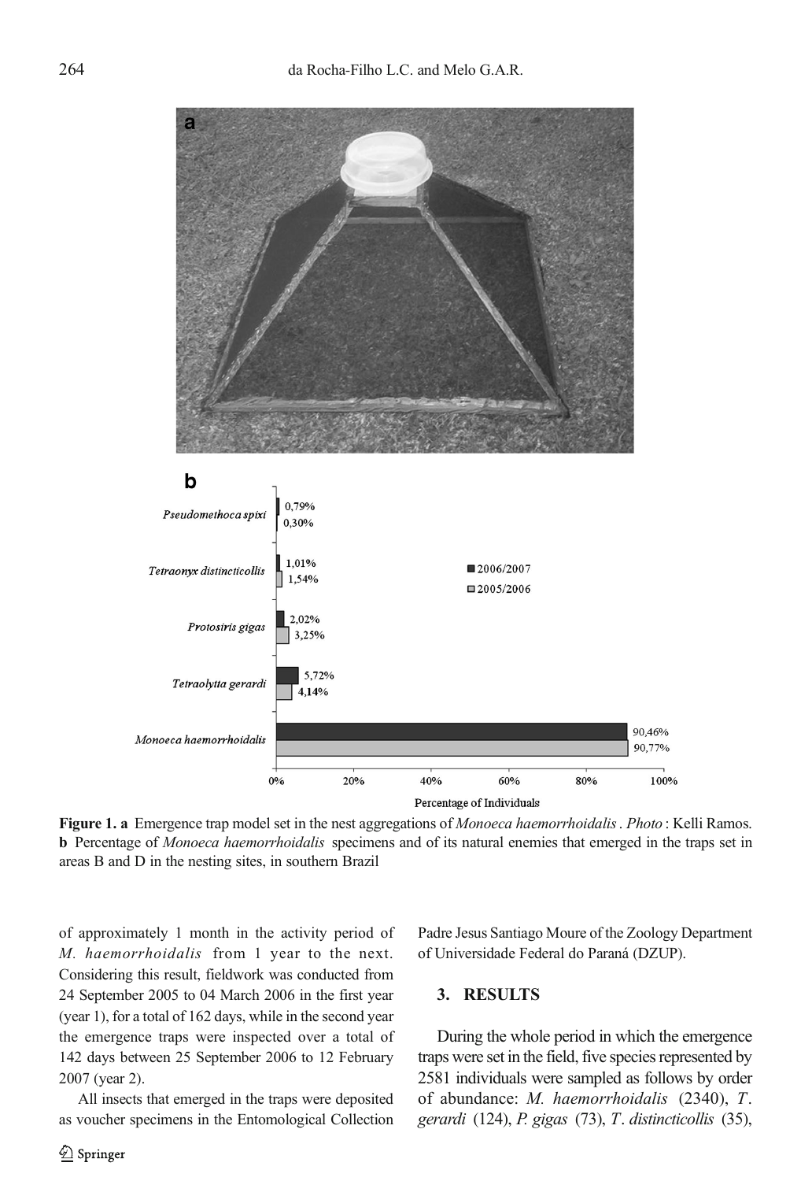**Figure 1. a** Emergence trap model set in the nest aggregations of *Monoeca haemorrhoidalis* . *Photo* : Kelli Ramos. **b** Percentage of *Monoeca haemorrhoidalis* specimens and of its natural enemies that emerged in the traps set in areas B and D in the nesting sites, in southern Brazil

of approximately 1 month in the activity period of *M. haemorrhoidalis* from 1 year to the next. Considering this result, fieldwork was conducted from 24 September 2005 to 04 March 2006 in the first year (year 1), for a total of 162 days, while in the second year the emergence traps were inspected over a total of 142 days between 25 September 2006 to 12 February 2007 (year 2).

All insects that emerged in the traps were deposited as voucher specimens in the Entomological Collection Padre Jesus Santiago Moure of the Zoology Department of Universidade Federal do Paraná (DZUP).

## 3. RESULTS

During the whole period in which the emergence traps were set in the field, five species represented by 2581 individuals were sampled as follows by order of abundance: *M. haemorrhoidalis* (2340), *T. gerardi* (124), *P. gigas* (73), *T. distincticollis* (35),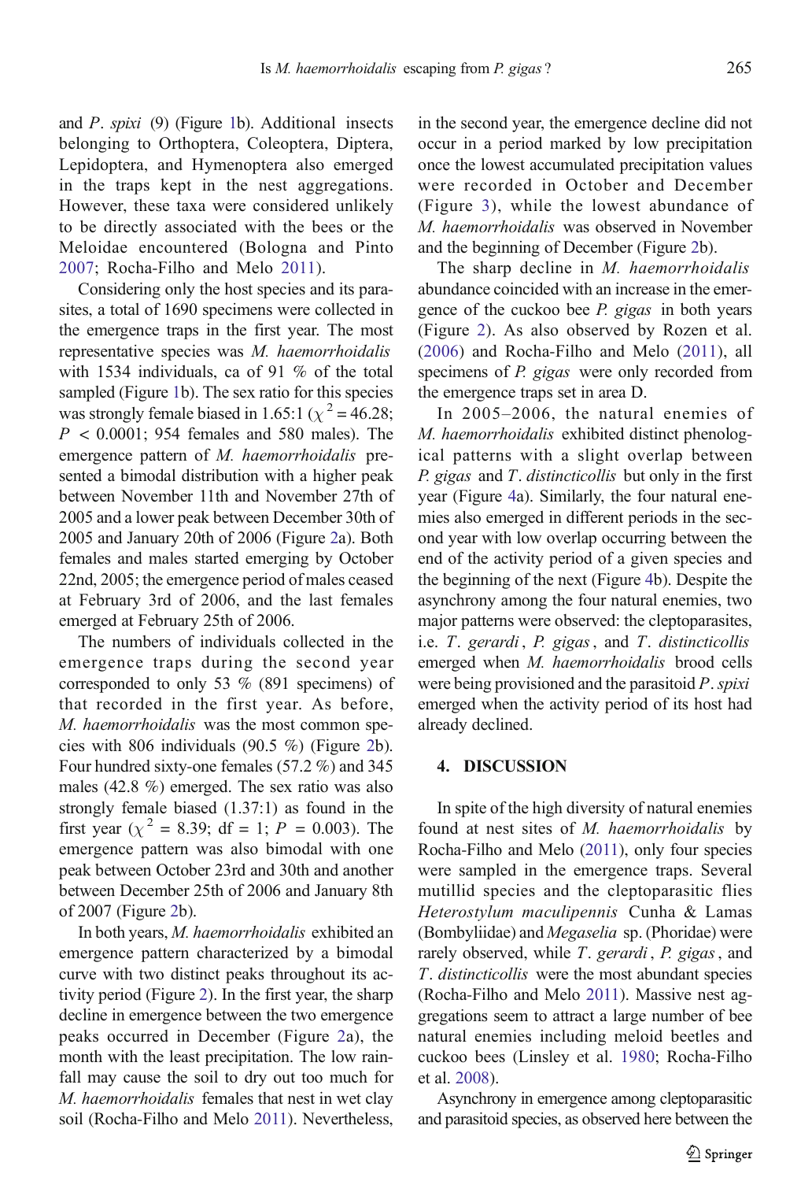and *P. spixi* (9) (Figure 1b). Additional insects belonging to Orthoptera, Coleoptera, Diptera, Lepidoptera, and Hymenoptera also emerged in the traps kept in the nest aggregations. However, these taxa were considered unlikely to be directly associated with the bees or the Meloidae encountered (Bologna and Pinto 2007; Rocha-Filho and Melo 2011).

Considering only the host species and its parasites, a total of 1690 specimens were collected in the emergence traps in the first year. The most representative species was *M. haemorrhoidalis* with 1534 individuals, ca of 91 % of the total sampled (Figure 1b). The sex ratio for this species was strongly female biased in 1.65:1 ($\chi^2 = 46.28$; $P < 0.0001$; 954 females and 580 males). The emergence pattern of *M. haemorrhoidalis* presented a bimodal distribution with a higher peak between November 11th and November 27th of 2005 and a lower peak between December 30th of 2005 and January 20th of 2006 (Figure 2a). Both females and males started emerging by October 22nd, 2005; the emergence period of males ceased at February 3rd of 2006, and the last females emerged at February 25th of 2006.

The numbers of individuals collected in the emergence traps during the second year corresponded to only 53 % (891 specimens) of that recorded in the first year. As before, *M. haemorrhoidalis* was the most common species with 806 individuals (90.5 %) (Figure 2b). Four hundred sixty-one females (57.2 %) and 345 males (42.8 %) emerged. The sex ratio was also strongly female biased (1.37:1) as found in the first year ($\chi^2 = 8.39$; df = 1; $P = 0.003$). The emergence pattern was also bimodal with one peak between October 23rd and 30th and another between December 25th of 2006 and January 8th of 2007 (Figure 2b).

In both years, *M. haemorrhoidalis* exhibited an emergence pattern characterized by a bimodal curve with two distinct peaks throughout its activity period (Figure 2). In the first year, the sharp decline in emergence between the two emergence peaks occurred in December (Figure 2a), the month with the least precipitation. The low rainfall may cause the soil to dry out too much for *M. haemorrhoidalis* females that nest in wet clay soil (Rocha-Filho and Melo 2011). Nevertheless, in the second year, the emergence decline did not occur in a period marked by low precipitation once the lowest accumulated precipitation values were recorded in October and December (Figure 3), while the lowest abundance of *M. haemorrhoidalis* was observed in November and the beginning of December (Figure 2b).

The sharp decline in *M. haemorrhoidalis* abundance coincided with an increase in the emergence of the cuckoo bee *P. gigas* in both years (Figure 2). As also observed by Rozen et al. (2006) and Rocha-Filho and Melo (2011), all specimens of *P. gigas* were only recorded from the emergence traps set in area D.

In 2005–2006, the natural enemies of *M. haemorrhoidalis* exhibited distinct phenological patterns with a slight overlap between *P. gigas* and *T. distincticollis* but only in the first year (Figure 4a). Similarly, the four natural enemies also emerged in different periods in the second year with low overlap occurring between the end of the activity period of a given species and the beginning of the next (Figure 4b). Despite the asynchrony among the four natural enemies, two major patterns were observed: the cleptoparasites, i.e. *T. gerardi*, *P. gigas*, and *T. distincticollis* emerged when *M. haemorrhoidalis* brood cells were being provisioned and the parasitoid *P. spixi* emerged when the activity period of its host had already declined.

## 4. DISCUSSION

In spite of the high diversity of natural enemies found at nest sites of *M. haemorrhoidalis* by Rocha-Filho and Melo (2011), only four species were sampled in the emergence traps. Several mutillid species and the cleptoparasitic flies *Heterostylum maculipennis* Cunha & Lamas (Bombyliidae) and *Megaselia* sp. (Phoridae) were rarely observed, while *T. gerardi*, *P. gigas*, and *T. distincticollis* were the most abundant species (Rocha-Filho and Melo 2011). Massive nest aggregations seem to attract a large number of bee natural enemies including meloid beetles and cuckoo bees (Linsley et al. 1980; Rocha-Filho et al. 2008).

Asynchrony in emergence among cleptoparasitic and parasitoid species, as observed here between the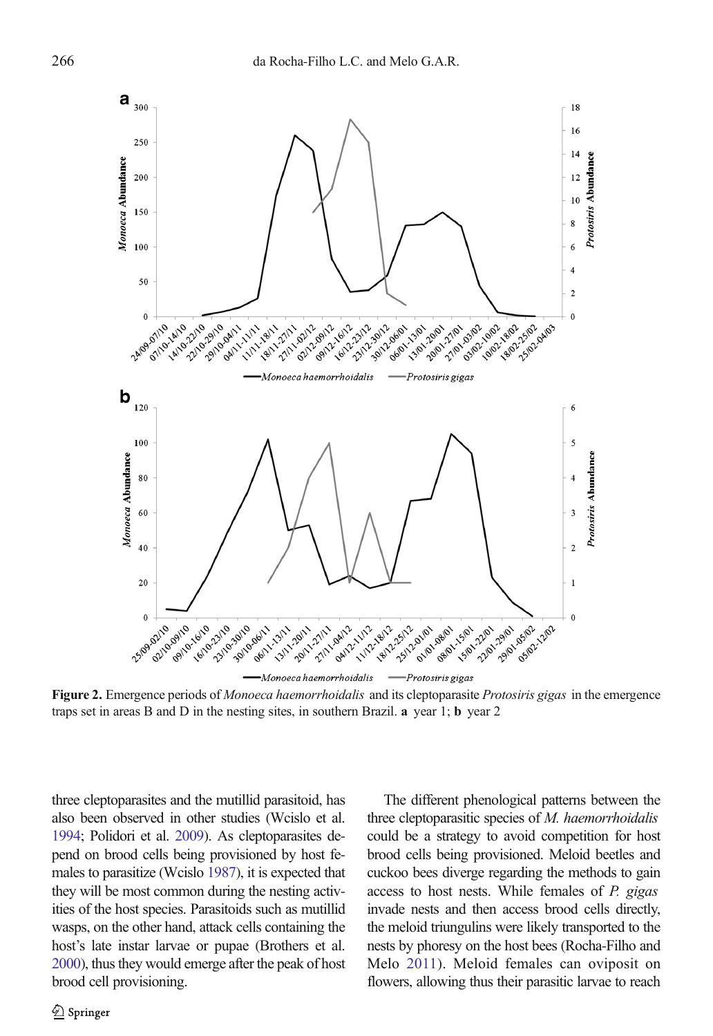Figure 2. Emergence periods of *Monoeca haemorrhoidalis* and its cleptoparasite *Protosiris gigas* in the emergence traps set in areas B and D in the nesting sites, in southern Brazil. **a** year 1; **b** year 2

three cleptoparasites and the mutillid parasitoid, has also been observed in other studies (Wcislo et al. 1994; Polidori et al. 2009). As cleptoparasites depend on brood cells being provisioned by host females to parasitize (Wcislo 1987), it is expected that they will be most common during the nesting activities of the host species. Parasitoids such as mutillid wasps, on the other hand, attack cells containing the host's late instar larvae or pupae (Brothers et al. 2000), thus they would emerge after the peak of host brood cell provisioning.

The different phenological patterns between the three cleptoparasitic species of *M. haemorrhoidalis* could be a strategy to avoid competition for host brood cells being provisioned. Meloid beetles and cuckoo bees diverge regarding the methods to gain access to host nests. While females of *P. gigas* invade nests and then access brood cells directly, the meloid triungulins were likely transported to the nests by phoresy on the host bees (Rocha-Filho and Melo 2011). Meloid females can oviposit on flowers, allowing thus their parasitic larvae to reach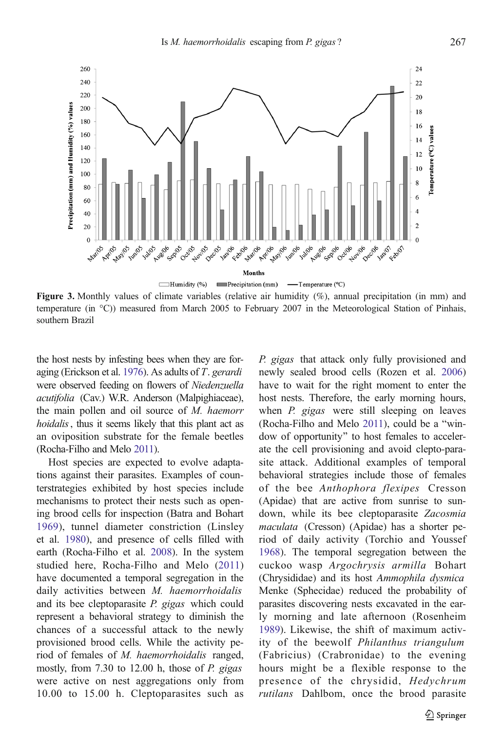**Figure 3.** Monthly values of climate variables (relative air humidity (%), annual precipitation (in mm) and temperature (in °C)) measured from March 2005 to February 2007 in the Meteorological Station of Pinhais, southern Brazil

the host nests by infesting bees when they are foraging (Erickson et al. 1976). As adults of *T. gerardi* were observed feeding on flowers of *Niedenzuella acutifolia* (Cav.) W.R. Anderson (Malpighiaceae), the main pollen and oil source of *M. haemorrhoidalis*, thus it seems likely that this plant act as an oviposition substrate for the female beetles (Rocha-Filho and Melo 2011).

Host species are expected to evolve adaptations against their parasites. Examples of counterstrategies exhibited by host species include mechanisms to protect their nests such as opening brood cells for inspection (Batra and Bohart 1969), tunnel diameter constriction (Linsley et al. 1980), and presence of cells filled with earth (Rocha-Filho et al. 2008). In the system studied here, Rocha-Filho and Melo (2011) have documented a temporal segregation in the daily activities between *M. haemorrhoidalis* and its bee cleptoparasite *P. gigas* which could represent a behavioral strategy to diminish the chances of a successful attack to the newly provisioned brood cells. While the activity period of females of *M. haemorrhoidalis* ranged, mostly, from 7.30 to 12.00 h, those of *P. gigas* were active on nest aggregations only from 10.00 to 15.00 h. Cleptoparasites such as *P. gigas* that attack only fully provisioned and newly sealed brood cells (Rozen et al. 2006) have to wait for the right moment to enter the host nests. Therefore, the early morning hours, when *P. gigas* were still sleeping on leaves (Rocha-Filho and Melo 2011), could be a "window of opportunity" to host females to accelerate the cell provisioning and avoid clepto-parasite attack. Additional examples of temporal behavioral strategies include those of females of the bee *Anthophora flexipes* Cresson (Apidae) that are active from sunrise to sundown, while its bee cleptoparasite *Zacosmia maculata* (Cresson) (Apidae) has a shorter period of daily activity (Torchio and Youssef 1968). The temporal segregation between the cuckoo wasp *Argochrysis armilla* Bohart (Chrysididae) and its host *Ammophila dysmica* Menke (Sphecidae) reduced the probability of parasites discovering nests excavated in the early morning and late afternoon (Rosenheim 1989). Likewise, the shift of maximum activity of the beewolf *Philanthus triangulum* (Fabricius) (Crabronidae) to the evening hours might be a flexible response to the presence of the chrysidid, *Hedychrum rutilans* Dahlbom, once the brood parasite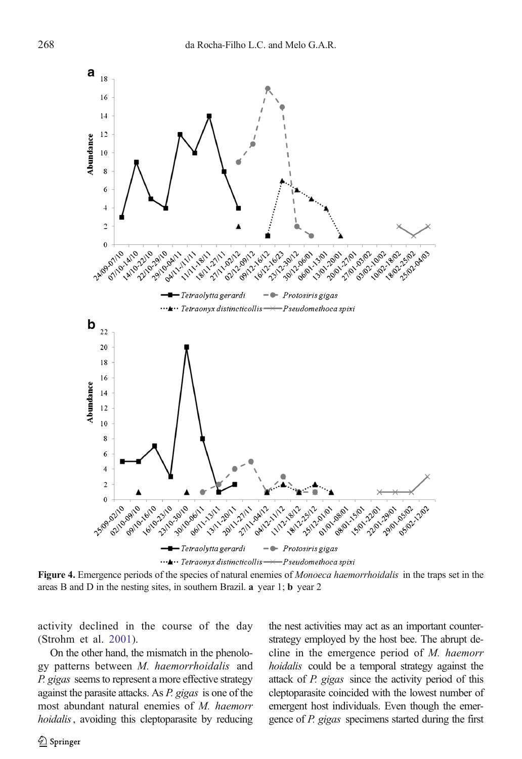**Figure 4.** Emergence periods of the species of natural enemies of *Monoeca haemorrhoidalis* in the traps set in the areas B and D in the nesting sites, in southern Brazil. **a** year 1; **b** year 2

activity declined in the course of the day (Strohm et al. 2001).

On the other hand, the mismatch in the phenology patterns between *M. haemorrhoidalis* and *P. gigas* seems to represent a more effective strategy against the parasite attacks. As *P. gigas* is one of the most abundant natural enemies of *M. haemorrhoidalis*, avoiding this cleptoparasite by reducing the nest activities may act as an important counter-strategy employed by the host bee. The abrupt decline in the emergence period of *M. haemorrhoidalis* could be a temporal strategy against the attack of *P. gigas* since the activity period of this cleptoparasite coincided with the lowest number of emergent host individuals. Even though the emergence of *P. gigas* specimens started during the first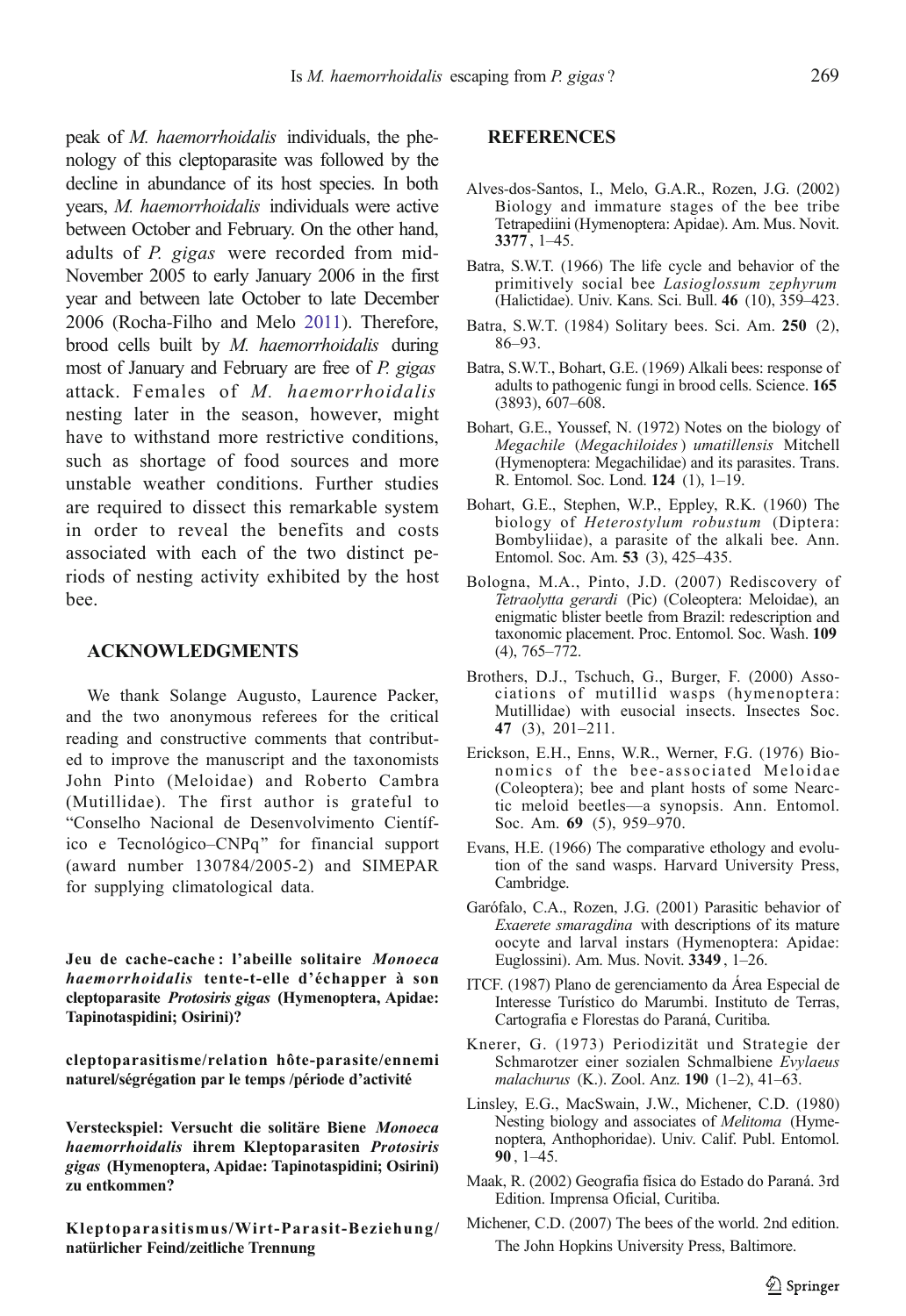peak of *M. haemorrhoidalis* individuals, the phenology of this cleptoparasite was followed by the decline in abundance of its host species. In both years, *M. haemorrhoidalis* individuals were active between October and February. On the other hand, adults of *P. gigas* were recorded from mid-November 2005 to early January 2006 in the first year and between late October to late December 2006 (Rocha-Filho and Melo 2011). Therefore, brood cells built by *M. haemorrhoidalis* during most of January and February are free of *P. gigas* attack. Females of *M. haemorrhoidalis* nesting later in the season, however, might have to withstand more restrictive conditions, such as shortage of food sources and more unstable weather conditions. Further studies are required to dissect this remarkable system in order to reveal the benefits and costs associated with each of the two distinct periods of nesting activity exhibited by the host bee.

## ACKNOWLEDGMENTS

We thank Solange Augusto, Laurence Packer, and the two anonymous referees for the critical reading and constructive comments that contributed to improve the manuscript and the taxonomists John Pinto (Meloidae) and Roberto Cambra (Mutillidae). The first author is grateful to "Conselho Nacional de Desenvolvimento Científico e Tecnológico–CNPq" for financial support (award number 130784/2005-2) and SIMEPAR for supplying climatological data.

**Jeu de cache-cache : l'abeille solitaire *Monoeca haemorrhoidalis* tente-t-elle d'échapper à son cleptoparasite *Protosiris gigas* (Hymenoptera, Apidae: Tapinotaspidini; Osirini)?**

**cleptoparasitisme/relation hôte-parasite/ennemi naturel/ségrégation par le temps /période d'activité**

**Versteckspiel: Versucht die solitäre Biene *Monoeca haemorrhoidalis* ihrem Kleptoparasiten *Protosiris gigas* (Hymenoptera, Apidae: Tapinotaspidini; Osirini) zu entkommen?**

**Kleptoparasitismus/Wirt-Parasit-Beziehung/natürlicher Feind/zeitliche Trennung**

## REFERENCES

Alves-dos-Santos, I., Melo, G.A.R., Rozen, J.G. (2002) Biology and immature stages of the bee tribe Tetrapediini (Hymenoptera: Apidae). Am. Mus. Novit. **3377**, 1–45.

Batra, S.W.T. (1966) The life cycle and behavior of the primitively social bee *Lasioglossum zephyrum* (Halictidae). Univ. Kans. Sci. Bull. **46** (10), 359–423.

Batra, S.W.T. (1984) Solitary bees. Sci. Am. **250** (2), 86–93.

Batra, S.W.T., Bohart, G.E. (1969) Alkali bees: response of adults to pathogenic fungi in brood cells. Science. **165** (3893), 607–608.

Bohart, G.E., Youssef, N. (1972) Notes on the biology of *Megachile* (*Megachiloides*) *umatillensis* Mitchell (Hymenoptera: Megachilidae) and its parasites. Trans. R. Entomol. Soc. Lond. **124** (1), 1–19.

Bohart, G.E., Stephen, W.P., Eppley, R.K. (1960) The biology of *Heterostylum robustum* (Diptera: Bombyliidae), a parasite of the alkali bee. Ann. Entomol. Soc. Am. **53** (3), 425–435.

Bologna, M.A., Pinto, J.D. (2007) Rediscovery of *Tetraolytta gerardi* (Pic) (Coleoptera: Meloidae), an enigmatic blister beetle from Brazil: redescription and taxonomic placement. Proc. Entomol. Soc. Wash. **109** (4), 765–772.

Brothers, D.J., Tschuch, G., Burger, F. (2000) Associations of mutillid wasps (hymenoptera: Mutillidae) with eusocial insects. Insectes Soc. **47** (3), 201–211.

Erickson, E.H., Enns, W.R., Werner, F.G. (1976) Bionomics of the bee-associated Meloidae (Coleoptera); bee and plant hosts of some Nearctic meloid beetles—a synopsis. Ann. Entomol. Soc. Am. **69** (5), 959–970.

Evans, H.E. (1966) The comparative ethology and evolution of the sand wasps. Harvard University Press, Cambridge.

Garófalo, C.A., Rozen, J.G. (2001) Parasitic behavior of *Exaerete smaragdina* with descriptions of its mature oocyte and larval instars (Hymenoptera: Apidae: Euglossini). Am. Mus. Novit. **3349**, 1–26.

ITCF. (1987) Plano de gerenciamento da Área Especial de Interesse Turístico do Marumbi. Instituto de Terras, Cartografia e Florestas do Paraná, Curitiba.

Knerer, G. (1973) Periodizität und Strategie der Schmarotzer einer sozialen Schmalbiene *Evylaeus malachurus* (K.). Zool. Anz. **190** (1–2), 41–63.

Linsley, E.G., MacSwain, J.W., Michener, C.D. (1980) Nesting biology and associates of *Melitoma* (Hymenoptera, Anthophoridae). Univ. Calif. Publ. Entomol. **90**, 1–45.

Maak, R. (2002) Geografia física do Estado do Paraná. 3rd Edition. Imprensa Oficial, Curitiba.

Michener, C.D. (2007) The bees of the world. 2nd edition. The John Hopkins University Press, Baltimore.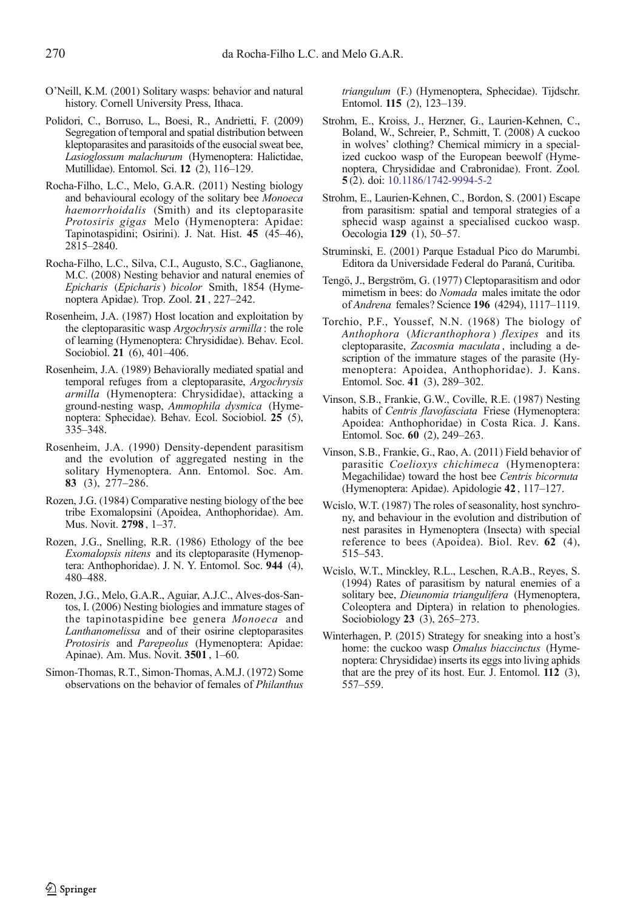O'Neill, K.M. (2001) Solitary wasps: behavior and natural history. Cornell University Press, Ithaca.

Polidori, C., Borruso, L., Boesi, R., Andrietti, F. (2009) Segregation of temporal and spatial distribution between kleptoparasites and parasitoids of the eusocial sweat bee, *Lasioglossum malachurum* (Hymenoptera: Halictidae, Mutillidae). Entomol. Sci. **12** (2), 116–129.

Rocha-Filho, L.C., Melo, G.A.R. (2011) Nesting biology and behavioural ecology of the solitary bee *Monoeca haemorrhoidalis* (Smith) and its cleptoparasite *Protosiris gigas* Melo (Hymenoptera: Apidae: Tapinotaspidini; Osirini). J. Nat. Hist. **45** (45–46), 2815–2840.

Rocha-Filho, L.C., Silva, C.I., Augusto, S.C., Gaglianone, M.C. (2008) Nesting behavior and natural enemies of *Epicharis* (*Epicharis*) *bicolor* Smith, 1854 (Hymenoptera Apidae). Trop. Zool. **21**, 227–242.

Rosenheim, J.A. (1987) Host location and exploitation by the cleptoparasitic wasp *Argochrysis armilla*: the role of learning (Hymenoptera: Chrysididae). Behav. Ecol. Sociobiol. **21** (6), 401–406.

Rosenheim, J.A. (1989) Behaviorally mediated spatial and temporal refuges from a cleptoparasite, *Argochrysis armilla* (Hymenoptera: Chrysididae), attacking a ground-nesting wasp, *Ammophila dysmica* (Hymenoptera: Sphecidae). Behav. Ecol. Sociobiol. **25** (5), 335–348.

Rosenheim, J.A. (1990) Density-dependent parasitism and the evolution of aggregated nesting in the solitary Hymenoptera. Ann. Entomol. Soc. Am. **83** (3), 277–286.

Rozen, J.G. (1984) Comparative nesting biology of the bee tribe Exomalopsini (Apoidea, Anthophoridae). Am. Mus. Novit. **2798**, 1–37.

Rozen, J.G., Snelling, R.R. (1986) Ethology of the bee *Exomalopsis nitens* and its cleptoparasite (Hymenoptera: Anthophoridae). J. N. Y. Entomol. Soc. **944** (4), 480–488.

Rozen, J.G., Melo, G.A.R., Aguiar, A.J.C., Alves-dos-Santos, I. (2006) Nesting biologies and immature stages of the tapinotaspidine bee genera *Monoeca* and *Lanthanomelissa* and of their osirine cleptoparasites *Protosiris* and *Parepeolus* (Hymenoptera: Apidae: Apinae). Am. Mus. Novit. **3501**, 1–60.

Simon-Thomas, R.T., Simon-Thomas, A.M.J. (1972) Some observations on the behavior of females of *Philanthus triangulum* (F.) (Hymenoptera, Sphecidae). Tijdschr. Entomol. **115** (2), 123–139.

Strohm, E., Kroiss, J., Herzner, G., Laurien-Kehnen, C., Boland, W., Schreier, P., Schmitt, T. (2008) A cuckoo in wolves' clothing? Chemical mimicry in a specialized cuckoo wasp of the European beewolf (Hymenoptera, Chrysididae and Crabronidae). Front. Zool. **5** (2). doi: 10.1186/1742-9994-5-2

Strohm, E., Laurien-Kehnen, C., Bordon, S. (2001) Escape from parasitism: spatial and temporal strategies of a sphecid wasp against a specialised cuckoo wasp. Oecologia **129** (1), 50–57.

Struminski, E. (2001) Parque Estadual Pico do Marumbi. Editora da Universidade Federal do Paraná, Curitiba.

Tengö, J., Bergström, G. (1977) Cleptoparasitism and odor mimetism in bees: do *Nomada* males imitate the odor of *Andrena* females? Science **196** (4294), 1117–1119.

Torchio, P.F., Youssef, N.N. (1968) The biology of *Anthophora* (*Micranthophora*) *flexipes* and its cleptoparasite, *Zacosmia maculata*, including a description of the immature stages of the parasite (Hymenoptera: Apoidea, Anthophoridae). J. Kans. Entomol. Soc. **41** (3), 289–302.

Vinson, S.B., Frankie, G.W., Coville, R.E. (1987) Nesting habits of *Centris flavofasciata* Friese (Hymenoptera: Apoidea: Anthophoridae) in Costa Rica. J. Kans. Entomol. Soc. **60** (2), 249–263.

Vinson, S.B., Frankie, G., Rao, A. (2011) Field behavior of parasitic *Coelioxys chichimeca* (Hymenoptera: Megachilidae) toward the host bee *Centris bicornuta* (Hymenoptera: Apidae). Apidologie **42**, 117–127.

Wcislo, W.T. (1987) The roles of seasonality, host synchrony, and behaviour in the evolution and distribution of nest parasites in Hymenoptera (Insecta) with special reference to bees (Apoidea). Biol. Rev. **62** (4), 515–543.

Wcislo, W.T., Minckley, R.L., Leschen, R.A.B., Reyes, S. (1994) Rates of parasitism by natural enemies of a solitary bee, *Dieunomia triangulifera* (Hymenoptera, Coleoptera and Diptera) in relation to phenologies. Sociobiology **23** (3), 265–273.

Winterhagen, P. (2015) Strategy for sneaking into a host's home: the cuckoo wasp *Omalus biaccinctus* (Hymenoptera: Chrysididae) inserts its eggs into living aphids that are the prey of its host. Eur. J. Entomol. **112** (3), 557–559.